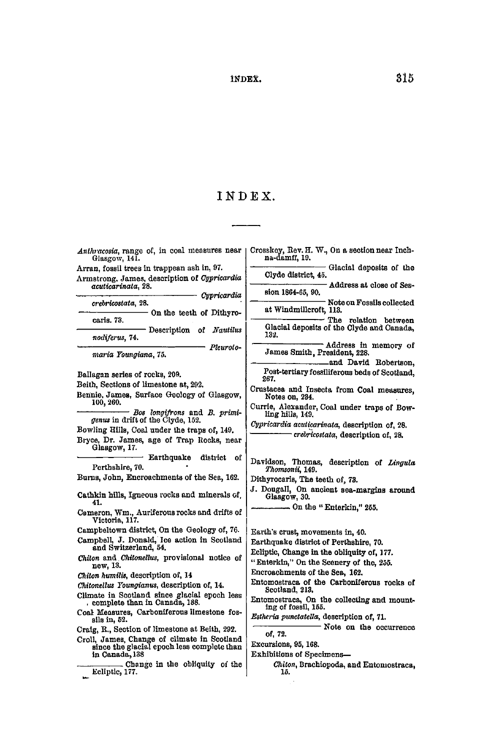# INDEX.

*Anthracosia*, range of, in coal measures near Glasgow, 141.

Arran, fossil trees in trappean ash in, 97.

Armstrong, James, description of *Cypricardia acuticarinata*, 28.

——— *Cypricardia crebricostata*, 28.

——— On the teeth of Dithyrocaris. 73.

——— Description of *Nautilus nodiferus*, 74.

——— *Pleurotomaria Youngiana*, 75.

Ballagan series of rocks, 209.

Beith, Sections of limestone at, 292.

Bennie, James, Surface Geology of Glasgow, 100, 260.

——— *Bos longifrons* and *B. primigenus* in drift of the Clyde, 152.

Bowling Hills, Coal under the traps of, 149.

Bryce, Dr. James, age of Trap Rocks, near Glasgow, 17.

——— Earthquake district of Perthshire, 70.

Burns, John, Encroachments of the Sea, 162.

Cathkin hills, Igneous rocks and minerals of, 41.

Cameron, Wm., Auriferous rocks and drifts of Victoria, 117.

Campbeltown district, On the Geology of, 76.

Campbell, J. Donald, Ice action in Scotland and Switzerland, 54.

*Chiton* and *Chitonellus*, provisional notice of new, 13.

*Chiton humilis*, description of, 14

*Chitonellus Youngianus*, description of, 14.

Climate in Scotland since glacial epoch less complete than in Canada, 138.

Coal Measures, Carboniferous limestone fossils in, 52.

Craig, R., Section of limestone at Beith, 292.

Croll, James, Change of climate in Scotland since the glacial epoch less complete than in Canada, 138

——— Change in the obliquity of the Ecliptic, 177.

Crosskey, Rev. H. W., On a section near Inchna-damff, 19.

——— Glacial deposits of the Clyde district, 45.

——— Address at close of Session 1864-65, 90.

——— Note on Fossils collected at Windmillcroft, 113.

——— The relation between Glacial deposits of the Clyde and Canada, 132.

——— Address in memory of James Smith, President, 228.

——— and David Robertson, Post-tertiary fossiliferous beds of Scotland, 267.

Crustacea and Insects from Coal measures, Notes on, 234.

Currie, Alexander, Coal under traps of Bowling hills, 149.

*Cypricardia acuticarinata*, description of, 28.

——— *crebricostata*, description of, 28.

Davidson, Thomas, description of *Lingula Thomsonii*, 149.

Dithyrocaris, The teeth of, 73.

J. Dougall, On ancient sea-margins around Glasgow, 30.

——— On the "Enterkin," 255.

Earth's crust, movements in, 40.

Earthquake district of Perthshire, 70.

Ecliptic, Change in the obliquity of, 177.

"Enterkin," On the Scenery of the, 255.

Encroachments of the Sea, 162.

Entomostraca of the Carboniferous rocks of Scotland, 213.

Entomostraca, On the collecting and mounting of fossil, 155.

*Estheria punctatella*, description of, 71.

——— Note on the occurrence of, 72.

Excursions, 95, 168.

Exhibitions of Specimens—

*Chiton*, Brachiopoda, and Entomostraca, 15.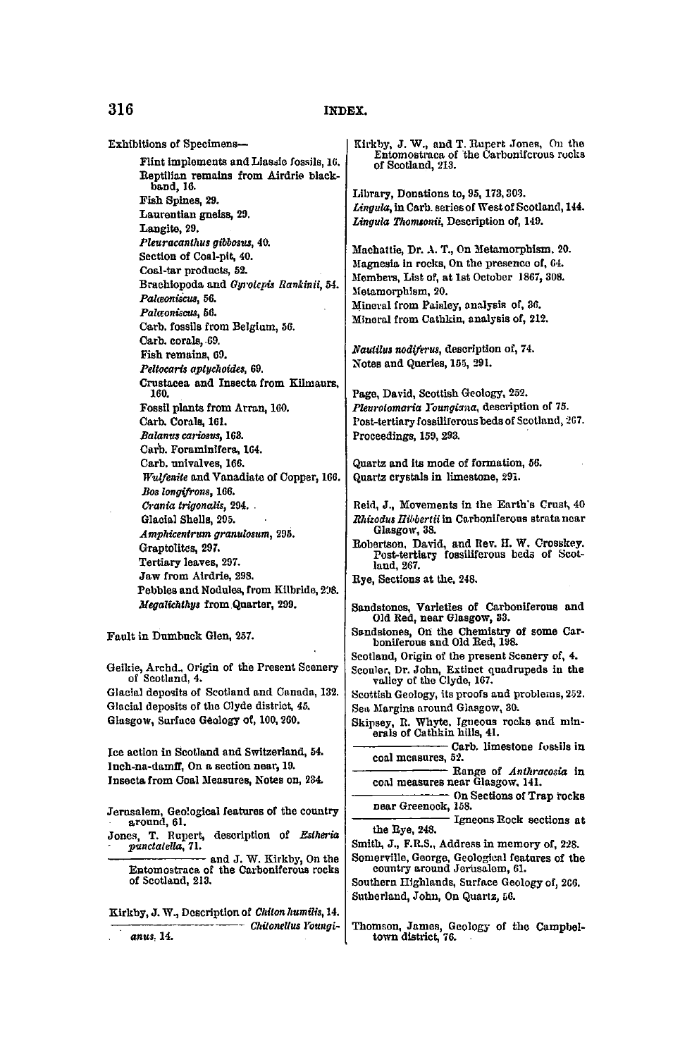Exhibitions of Specimens—

- Flint implements and Liassic fossils, 16.
- Reptilian remains from Airdrie blackband, 16.
- Fish Spines, 29.
- Laurentian gneiss, 29.
- Langite, 29.
- *Pleuracanthus gibbosus*, 40.
- Section of Coal-pit, 40.
- Coal-tar products, 52.
- Brachiopoda and *Gyrolepis Rankinii*, 54.
- *Palæoniscus*, 56.
- *Palæoniscus*, 56.
- Carb. fossils from Belgium, 56.
- Carb. corals, 69.
- Fish remains, 69.
- *Peltocaris aptychoides*, 69.
- Crustacea and Insecta from Kilmaurs, 160.
- Fossil plants from Arran, 160.
- Carb. Corals, 161.
- *Balanus cariosus*, 163.
- Carb. Foraminifera, 164.
- Carb. univalves, 166.
- *Wulfenite* and Vanadiate of Copper, 166.
- *Bos longifrons*, 166.
- *Crania trigonalis*, 294.
- Glacial Shells, 295.
- *Amphicentrum granulosum*, 295.
- Graptolites, 297.
- Tertiary leaves, 297.
- Jaw from Airdrie, 298.
- Pebbles and Nodules, from Kilbride, 298.
- *Megalichthys* from Quarter, 299.

Fault in Dumbuck Glen, 257.

Geikie, Archd., Origin of the Present Scenery of Scotland, 4.
Glacial deposits of Scotland and Canada, 132.
Glacial deposits of the Clyde district, 45.
Glasgow, Surface Geology of, 100, 260.

Ice action in Scotland and Switzerland, 54.
Inch-na-damff, On a section near, 19.
Insecta from Coal Measures, Notes on, 234.

Jerusalem, Geological features of the country around, 61.
Jones, T. Rupert, description of *Estheria punctatella*, 71.
——— and J. W. Kirkby, On the Entomostraca of the Carboniferous rocks of Scotland, 213.

Kirkby, J. W., Description of *Chiton humilis*, 14.
——— *Chitonellus Youngianus*, 14.
Kirkby, J. W., and T. Rupert Jones, On the Entomostraca of the Carboniferous rocks of Scotland, 213.

Library, Donations to, 95, 173, 303.
*Lingula*, in Carb. series of West of Scotland, 144.
*Lingula Thomsonii*, Description of, 149.

Machattie, Dr. A. T., On Metamorphism, 20.
Magnesia in rocks, On the presence of, 64.
Members, List of, at 1st October 1867, 308.
Metamorphism, 20.
Mineral from Paisley, analysis of, 36.
Mineral from Cathkin, analysis of, 212.

*Nautilus nodiferus*, description of, 74.
Notes and Queries, 155, 291.

Page, David, Scottish Geology, 252.
*Pleurotomaria Youngiana*, description of 75.
Post-tertiary fossiliferous beds of Scotland, 267.
Proceedings, 159, 293.

Quartz and its mode of formation, 56.
Quartz crystals in limestone, 291.

Reid, J., Movements in the Earth's Crust, 40
*Rhizodus Hibbertii* in Carboniferous strata near Glasgow, 38.
Robertson, David, and Rev. H. W. Crosskey. Post-tertiary fossiliferous beds of Scotland, 267.
Rye, Sections at the, 248.

Sandstones, Varieties of Carboniferous and Old Red, near Glasgow, 33.
Sandstones, On the Chemistry of some Carboniferous and Old Red, 198.
Scotland, Origin of the present Scenery of, 4.
Scouler, Dr. John, Extinct quadrupeds in the valley of the Clyde, 167.
Scottish Geology, its proofs and problems, 252.
Sea Margins around Glasgow, 30.
Skipsey, R. Whyte, Igneous rocks and minerals of Cathkin hills, 41.
——— Carb. limestone fossils in coal measures, 52.
——— Range of *Anthracosia* in coal measures near Glasgow, 141.
——— On Sections of Trap rocks near Greenock, 158.
——— Igneous Rock sections at the Rye, 248.
Smith, J., F.R.S., Address in memory of, 228.
Somerville, George, Geological features of the country around Jerusalem, 61.
Southern Highlands, Surface Geology of, 266.
Sutherland, John, On Quartz, 56.

Thomson, James, Geology of the Campbeltown district, 76.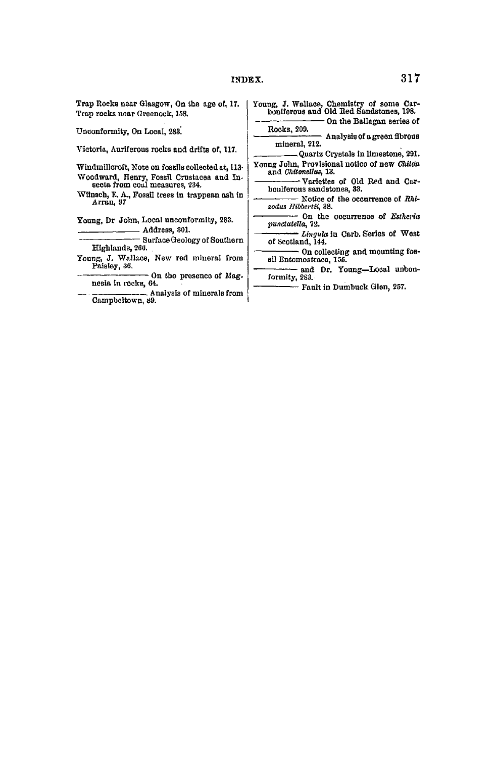Trap Rocks near Glasgow, On the age of, 17.
Trap rocks near Greenock, 158.

Unconformity, On Local, 283.

Victoria, Auriferous rocks and drifts of, 117.

Windmillcroft, Note on fossils collected at, 113.
Woodward, Henry, Fossil Crustacea and Insecta from coal measures, 234.
Wünsch, E. A., Fossil trees in trappean ash in Arran, 97

Young, Dr John, Local unconformity, 283.
——— Address, 301.
——— Surface Geology of Southern Highlands, 266.
Young, J. Wallace, New red mineral from Paisley, 36.
——— On the presence of Magnesia in rocks, 64.
——— Analysis of minerals from Campbeltown, 89.
Young, J. Wallace, Chemistry of some Carboniferous and Old Red Sandstones, 198.
——— On the Ballagan series of Rocks, 209.
——— Analysis of a green fibrous mineral, 212.
——— Quartz Crystals in limestone, 291.
Young John, Provisional notice of new *Chiton* and *Chitonellus*, 13.
——— Varieties of Old Red and Carboniferous sandstones, 33.
——— Notice of the occurrence of *Rhizodus Hibbertii*, 38.
——— On the occurrence of *Estheria punctatella*, 72.
——— *Lingula* in Carb. Series of West of Scotland, 144.
——— On collecting and mounting fossil Entomostraca, 156.
——— and Dr. Young—Local unconformity, 283.
——— Fault in Dumbuck Glen, 257.